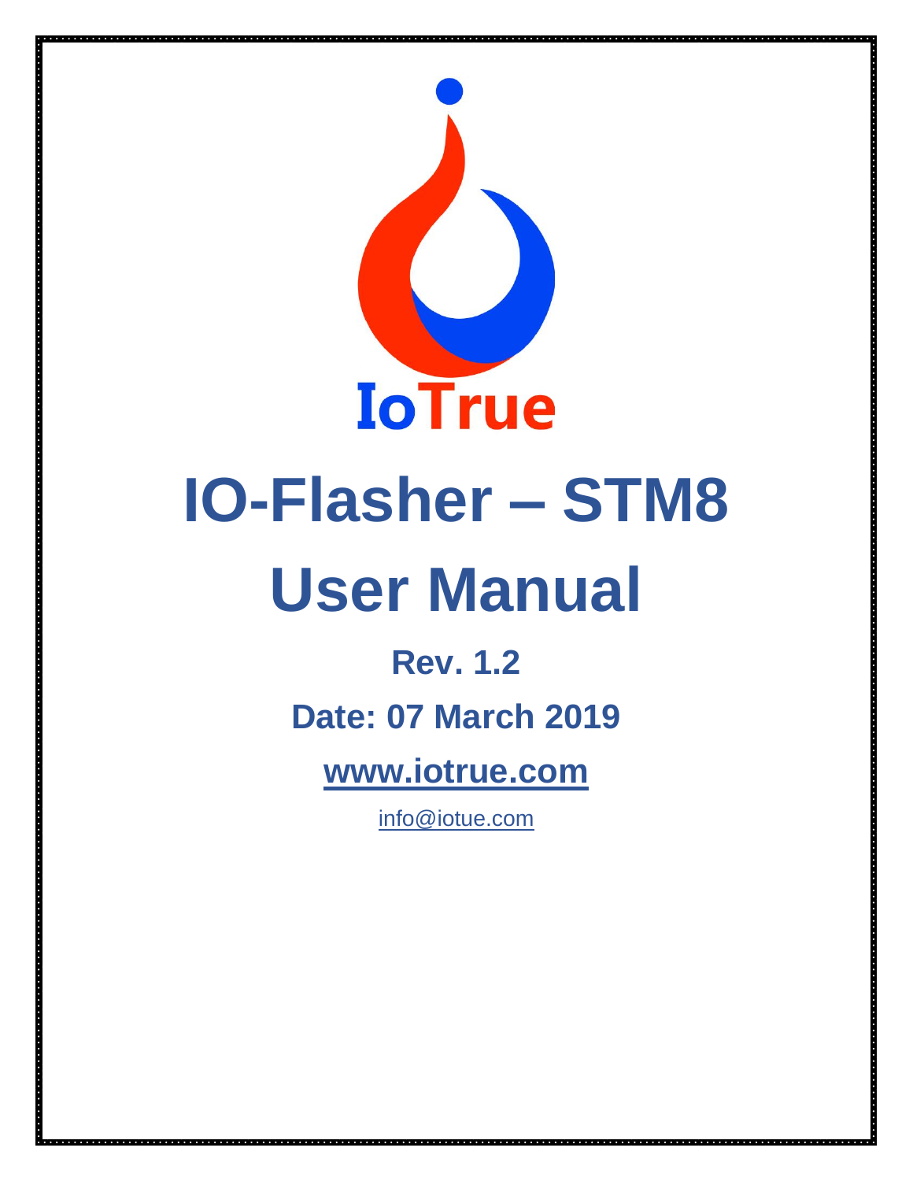IoTrue

# IO-Flasher – STM8

# User Manual

**Rev. 1.2**

**Date: 07 March 2019**

**www.iotrue.com**

info@iotue.com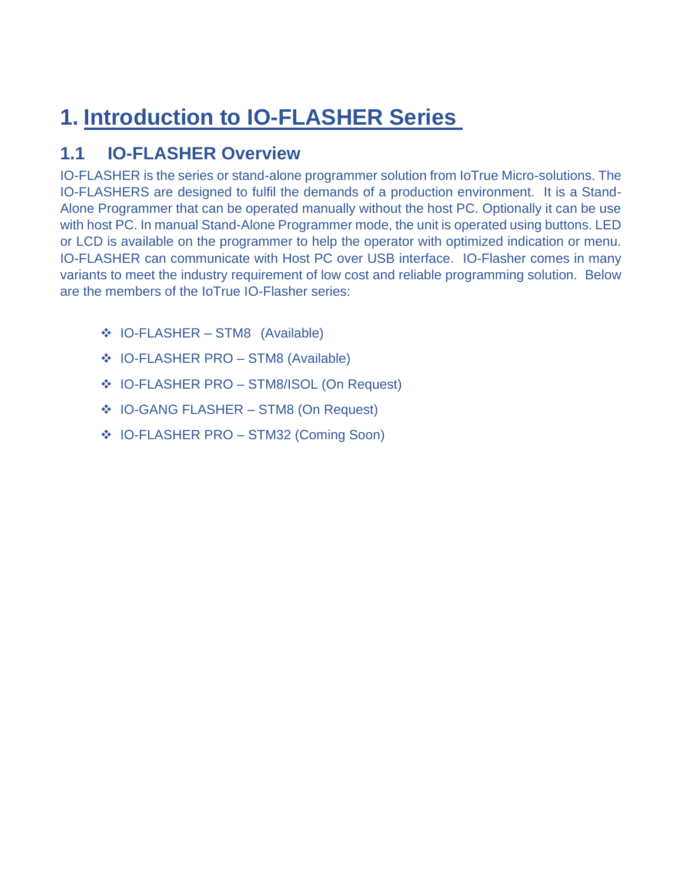# 1. Introduction to IO-FLASHER Series

## 1.1 IO-FLASHER Overview

IO-FLASHER is the series or stand-alone programmer solution from IoTrue Micro-solutions. The IO-FLASHERS are designed to fulfil the demands of a production environment. It is a Stand-Alone Programmer that can be operated manually without the host PC. Optionally it can be use with host PC. In manual Stand-Alone Programmer mode, the unit is operated using buttons. LED or LCD is available on the programmer to help the operator with optimized indication or menu. IO-FLASHER can communicate with Host PC over USB interface. IO-Flasher comes in many variants to meet the industry requirement of low cost and reliable programming solution. Below are the members of the IoTrue IO-Flasher series:

- IO-FLASHER – STM8 (Available)
- IO-FLASHER PRO – STM8 (Available)
- IO-FLASHER PRO – STM8/ISOL (On Request)
- IO-GANG FLASHER – STM8 (On Request)
- IO-FLASHER PRO – STM32 (Coming Soon)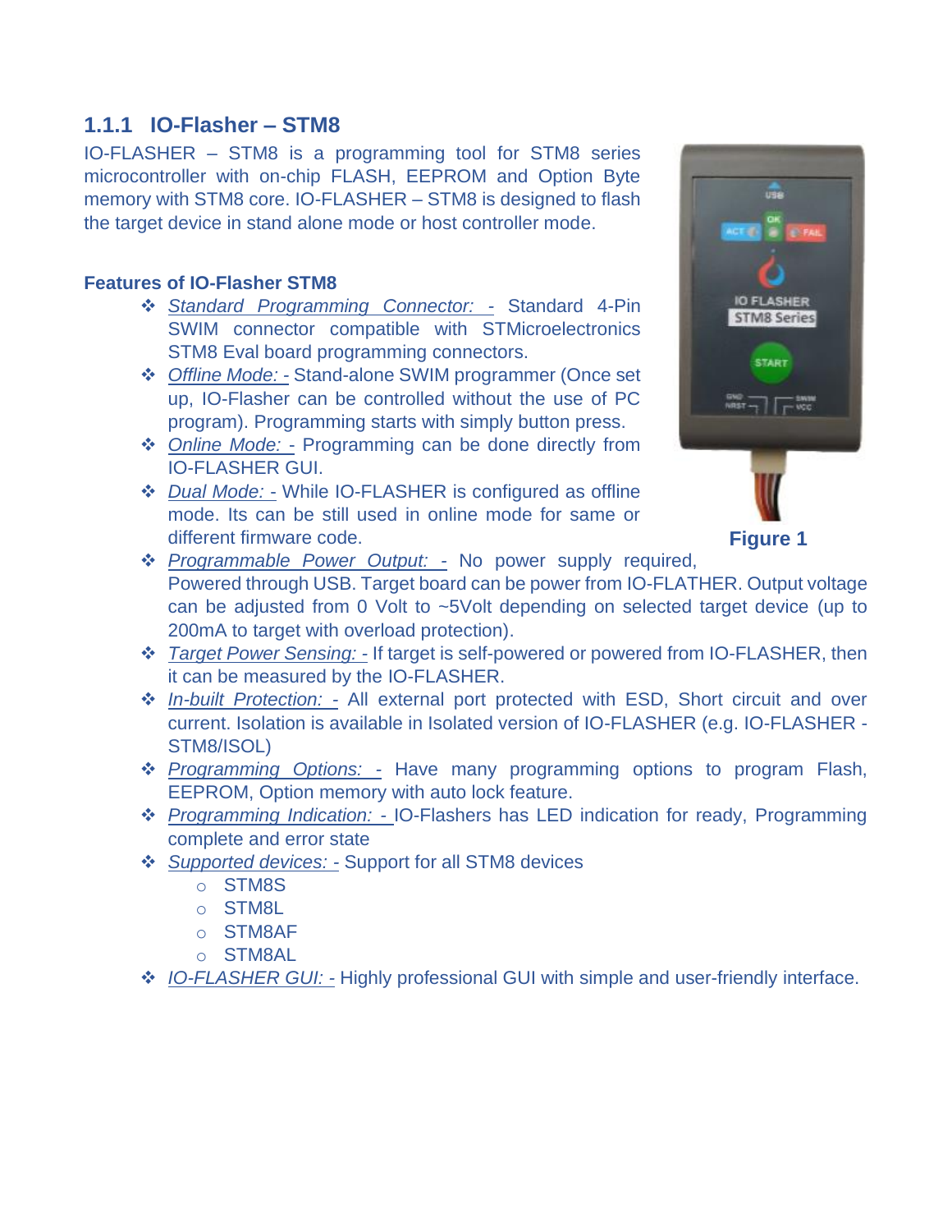### 1.1.1 IO-Flasher – STM8

IO-FLASHER – STM8 is a programming tool for STM8 series microcontroller with on-chip FLASH, EEPROM and Option Byte memory with STM8 core. IO-FLASHER – STM8 is designed to flash the target device in stand alone mode or host controller mode.

**Features of IO-Flasher STM8**

- *Standard Programming Connector: -* Standard 4-Pin SWIM connector compatible with STMicroelectronics STM8 Eval board programming connectors.
- *Offline Mode: -* Stand-alone SWIM programmer (Once set up, IO-Flasher can be controlled without the use of PC program). Programming starts with simply button press.
- *Online Mode: -* Programming can be done directly from IO-FLASHER GUI.
- *Dual Mode: -* While IO-FLASHER is configured as offline mode. Its can be still used in online mode for same or different firmware code.
- *Programmable Power Output: -* No power supply required, Powered through USB. Target board can be power from IO-FLATHER. Output voltage can be adjusted from 0 Volt to ~5Volt depending on selected target device (up to 200mA to target with overload protection).
- *Target Power Sensing: -* If target is self-powered or powered from IO-FLASHER, then it can be measured by the IO-FLASHER.
- *In-built Protection: -* All external port protected with ESD, Short circuit and over current. Isolation is available in Isolated version of IO-FLASHER (e.g. IO-FLASHER - STM8/ISOL)
- *Programming Options: -* Have many programming options to program Flash, EEPROM, Option memory with auto lock feature.
- *Programming Indication: -* IO-Flashers has LED indication for ready, Programming complete and error state
- *Supported devices: -* Support for all STM8 devices
  - STM8S
  - STM8L
  - STM8AF
  - STM8AL
- *IO-FLASHER GUI: -* Highly professional GUI with simple and user-friendly interface.

**Figure 1**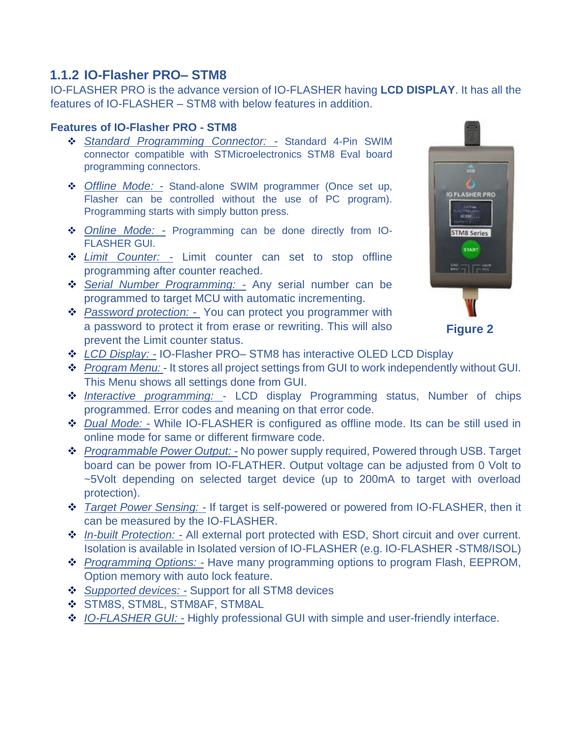## 1.1.2 IO-Flasher PRO– STM8

IO-FLASHER PRO is the advance version of IO-FLASHER having **LCD DISPLAY**. It has all the features of IO-FLASHER – STM8 with below features in addition.

### Features of IO-Flasher PRO - STM8

- *Standard Programming Connector: -* Standard 4-Pin SWIM connector compatible with STMicroelectronics STM8 Eval board programming connectors.
- *Offline Mode: -* Stand-alone SWIM programmer (Once set up, Flasher can be controlled without the use of PC program). Programming starts with simply button press.
- *Online Mode: -* Programming can be done directly from IO-FLASHER GUI.
- *Limit Counter: -* Limit counter can set to stop offline programming after counter reached.
- *Serial Number Programming: -* Any serial number can be programmed to target MCU with automatic incrementing.
- *Password protection: -* You can protect you programmer with a password to protect it from erase or rewriting. This will also prevent the Limit counter status.
- *LCD Display: -* IO-Flasher PRO– STM8 has interactive OLED LCD Display
- *Program Menu: -* It stores all project settings from GUI to work independently without GUI. This Menu shows all settings done from GUI.
- *Interactive programming: -* LCD display Programming status, Number of chips programmed. Error codes and meaning on that error code.
- *Dual Mode: -* While IO-FLASHER is configured as offline mode. Its can be still used in online mode for same or different firmware code.
- *Programmable Power Output: -* No power supply required, Powered through USB. Target board can be power from IO-FLATHER. Output voltage can be adjusted from 0 Volt to ~5Volt depending on selected target device (up to 200mA to target with overload protection).
- *Target Power Sensing: -* If target is self-powered or powered from IO-FLASHER, then it can be measured by the IO-FLASHER.
- *In-built Protection: -* All external port protected with ESD, Short circuit and over current. Isolation is available in Isolated version of IO-FLASHER (e.g. IO-FLASHER -STM8/ISOL)
- *Programming Options: -* Have many programming options to program Flash, EEPROM, Option memory with auto lock feature.
- *Supported devices: -* Support for all STM8 devices
- STM8S, STM8L, STM8AF, STM8AL
- *IO-FLASHER GUI: -* Highly professional GUI with simple and user-friendly interface.

**Figure 2**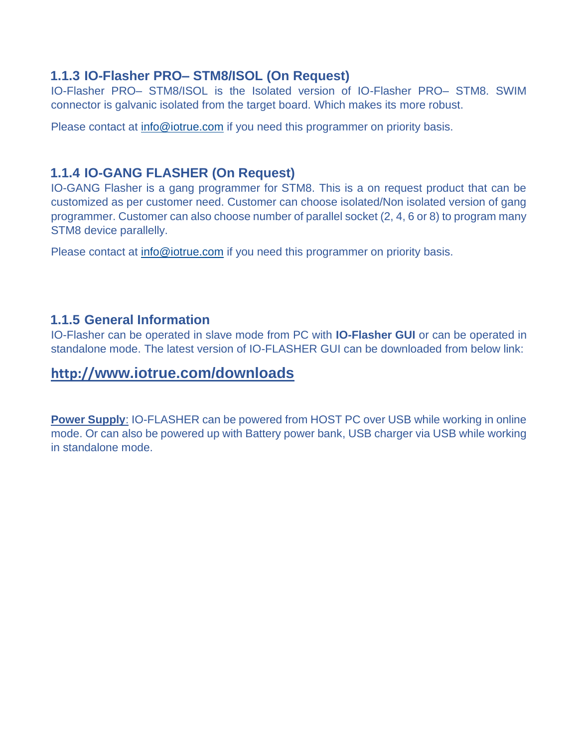### 1.1.3 IO-Flasher PRO– STM8/ISOL (On Request)

IO-Flasher PRO– STM8/ISOL is the Isolated version of IO-Flasher PRO– STM8. SWIM connector is galvanic isolated from the target board. Which makes its more robust.

Please contact at info@iotrue.com if you need this programmer on priority basis.

### 1.1.4 IO-GANG FLASHER (On Request)

IO-GANG Flasher is a gang programmer for STM8. This is a on request product that can be customized as per customer need. Customer can choose isolated/Non isolated version of gang programmer. Customer can also choose number of parallel socket (2, 4, 6 or 8) to program many STM8 device parallelly.

Please contact at info@iotrue.com if you need this programmer on priority basis.

### 1.1.5 General Information

IO-Flasher can be operated in slave mode from PC with **IO-Flasher GUI** or can be operated in standalone mode. The latest version of IO-FLASHER GUI can be downloaded from below link:

## http://www.iotrue.com/downloads

**Power Supply**: IO-FLASHER can be powered from HOST PC over USB while working in online mode. Or can also be powered up with Battery power bank, USB charger via USB while working in standalone mode.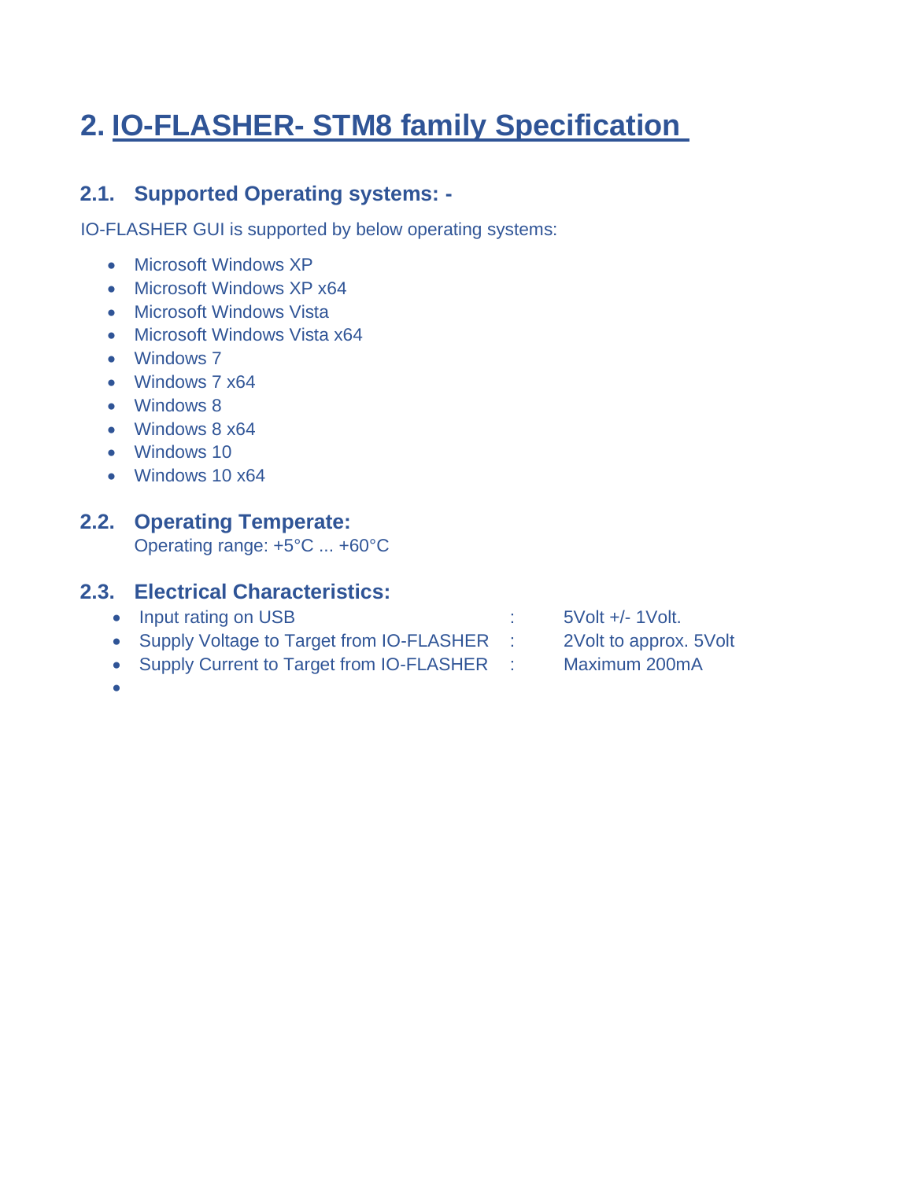# 2. IO-FLASHER- STM8 family Specification

## 2.1. Supported Operating systems: -

IO-FLASHER GUI is supported by below operating systems:

- Microsoft Windows XP
- Microsoft Windows XP x64
- Microsoft Windows Vista
- Microsoft Windows Vista x64
- Windows 7
- Windows 7 x64
- Windows 8
- Windows 8 x64
- Windows 10
- Windows 10 x64

## 2.2. Operating Temperate:

Operating range: +5°C ... +60°C

## 2.3. Electrical Characteristics:

- Input rating on USB : 5Volt +/- 1Volt.
- Supply Voltage to Target from IO-FLASHER : 2Volt to approx. 5Volt
- Supply Current to Target from IO-FLASHER : Maximum 200mA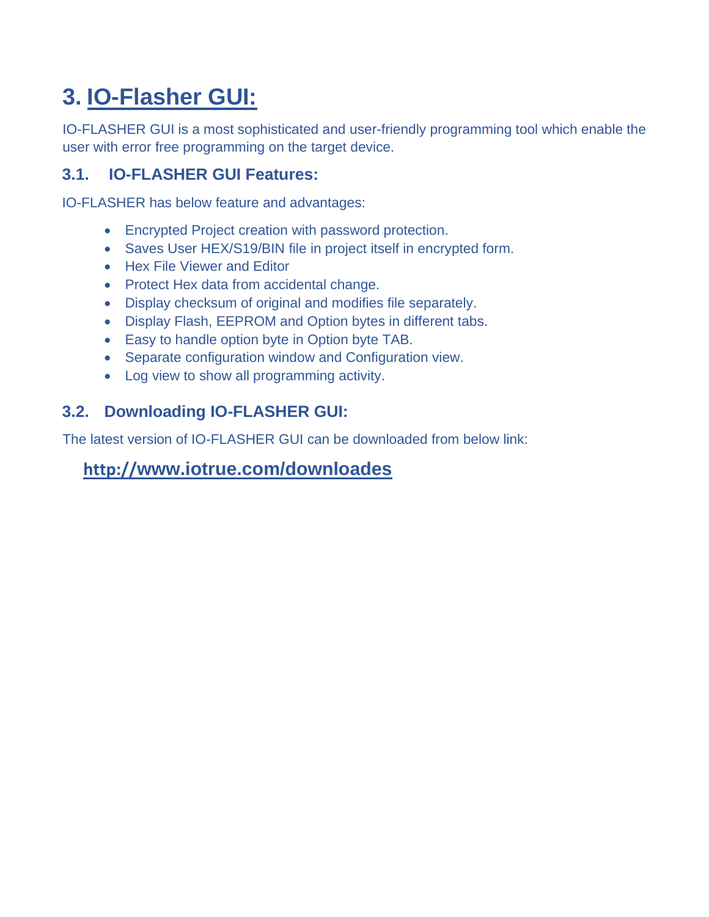# 3. IO-Flasher GUI:

IO-FLASHER GUI is a most sophisticated and user-friendly programming tool which enable the user with error free programming on the target device.

## 3.1. IO-FLASHER GUI Features:

IO-FLASHER has below feature and advantages:

- Encrypted Project creation with password protection.
- Saves User HEX/S19/BIN file in project itself in encrypted form.
- Hex File Viewer and Editor
- Protect Hex data from accidental change.
- Display checksum of original and modifies file separately.
- Display Flash, EEPROM and Option bytes in different tabs.
- Easy to handle option byte in Option byte TAB.
- Separate configuration window and Configuration view.
- Log view to show all programming activity.

## 3.2. Downloading IO-FLASHER GUI:

The latest version of IO-FLASHER GUI can be downloaded from below link:

**http://www.iotrue.com/downloades**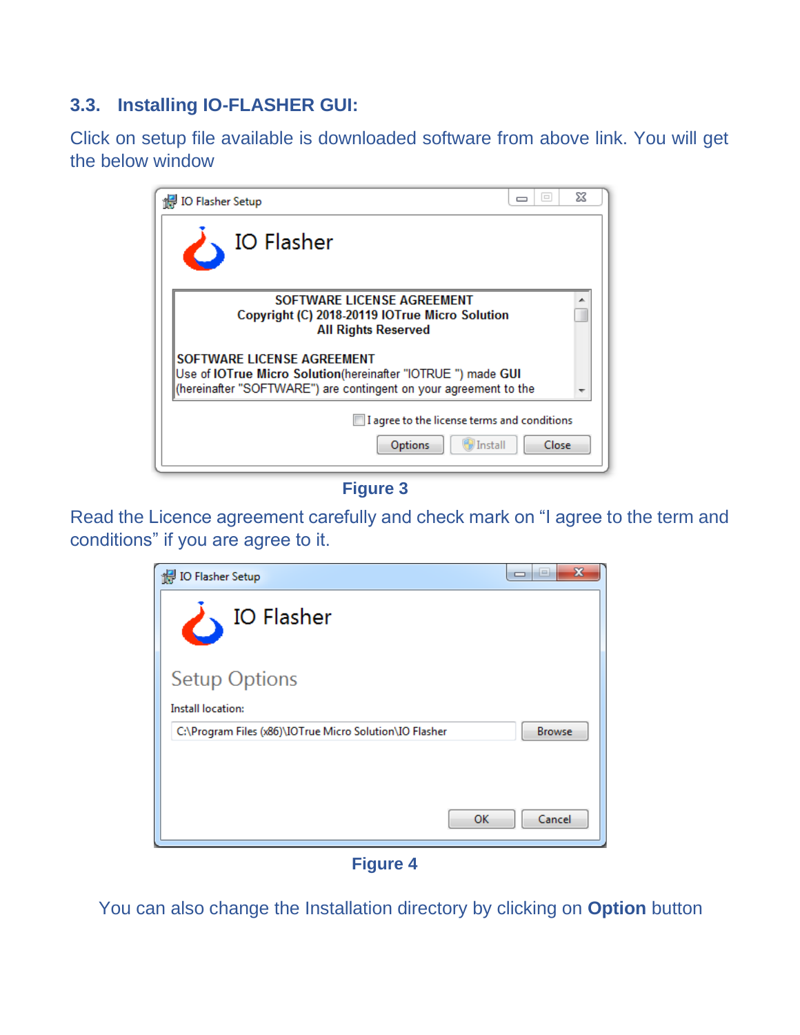### 3.3. Installing IO-FLASHER GUI:

Click on setup file available is downloaded software from above link. You will get the below window

Figure 3

Read the Licence agreement carefully and check mark on "I agree to the term and conditions" if you are agree to it.

Figure 4

You can also change the Installation directory by clicking on **Option** button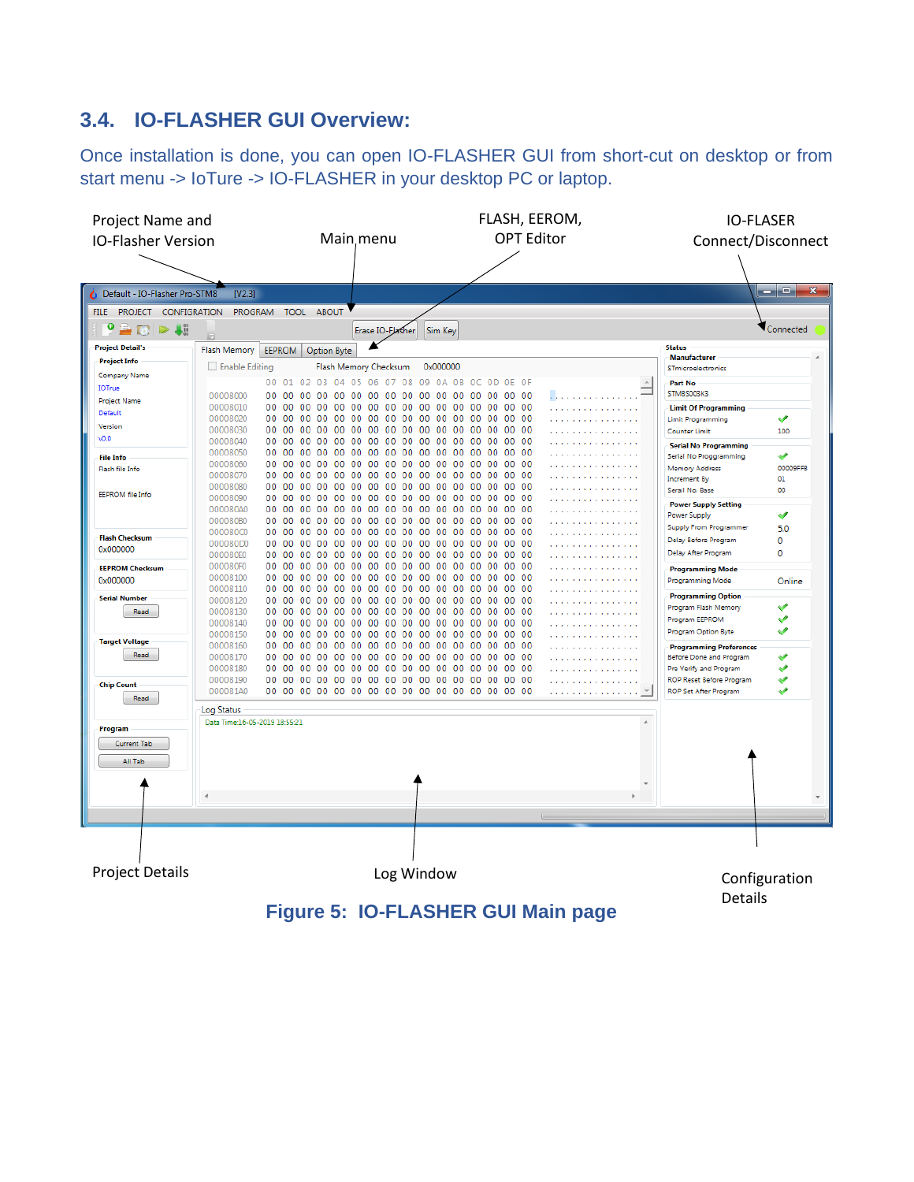## 3.4. IO-FLASHER GUI Overview:

Once installation is done, you can open IO-FLASHER GUI from short-cut on desktop or from start menu -> IoTure -> IO-FLASHER in your desktop PC or laptop.

Project Name and IO-Flasher Version

Main menu

FLASH, EEROM, OPT Editor

IO-FLASER Connect/Disconnect

Project Details

Log Window

Configuration Details

**Figure 5: IO-FLASHER GUI Main page**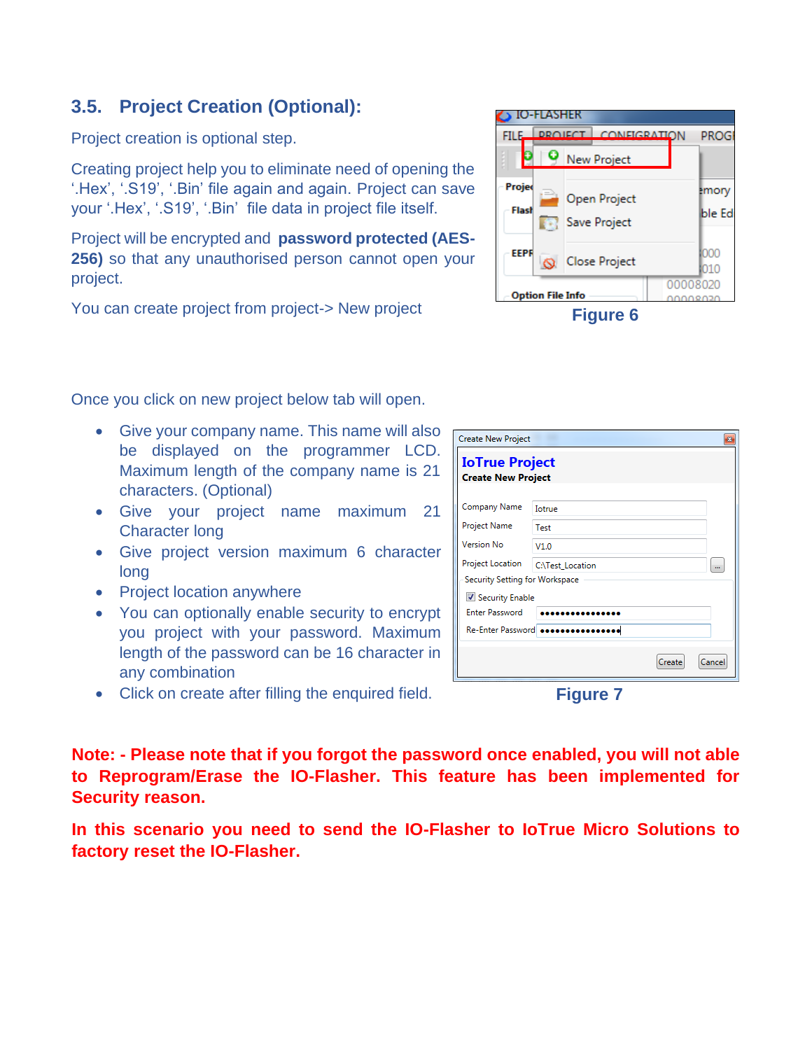## 3.5. Project Creation (Optional):

Project creation is optional step.

Creating project help you to eliminate need of opening the '.Hex', '.S19', '.Bin' file again and again. Project can save your '.Hex', '.S19', '.Bin' file data in project file itself.

Project will be encrypted and **password protected (AES-256)** so that any unauthorised person cannot open your project.

You can create project from project-> New project

Figure 6

Once you click on new project below tab will open.

- Give your company name. This name will also be displayed on the programmer LCD. Maximum length of the company name is 21 characters. (Optional)
- Give your project name maximum 21 Character long
- Give project version maximum 6 character long
- Project location anywhere
- You can optionally enable security to encrypt you project with your password. Maximum length of the password can be 16 character in any combination
- Click on create after filling the enquired field.

Figure 7

**Note: - Please note that if you forgot the password once enabled, you will not able to Reprogram/Erase the IO-Flasher. This feature has been implemented for Security reason.**

**In this scenario you need to send the IO-Flasher to IoTrue Micro Solutions to factory reset the IO-Flasher.**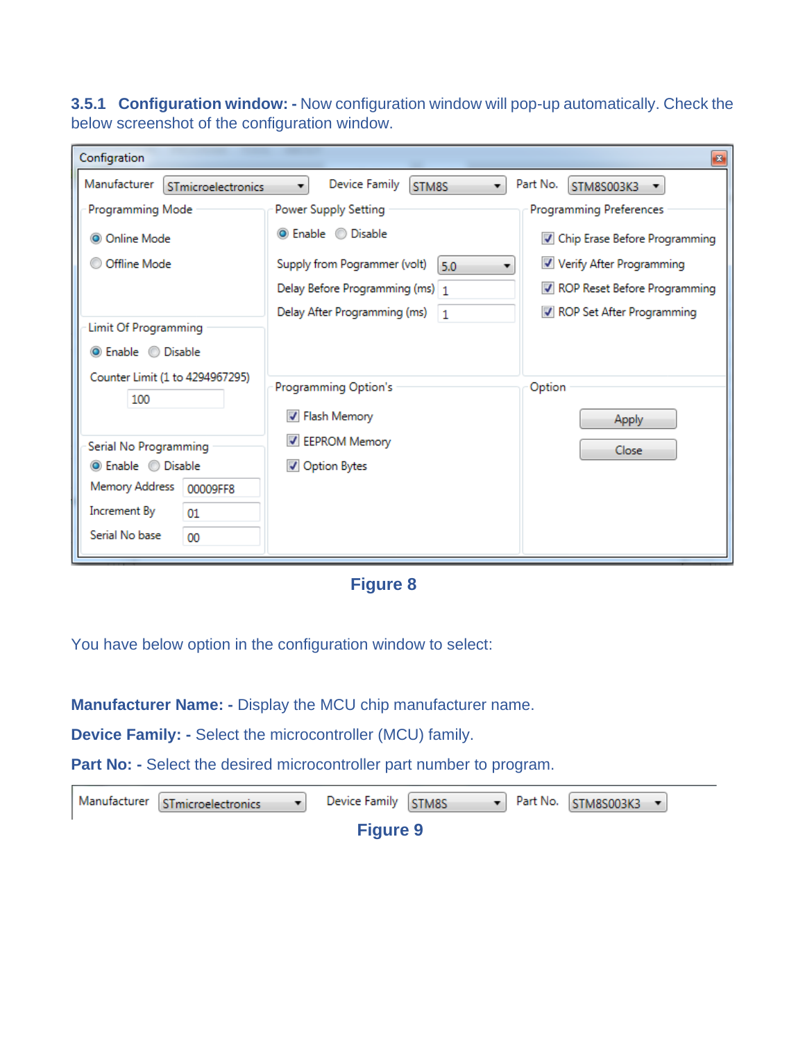### 3.5.1 Configuration window: - Now configuration window will pop-up automatically. Check the below screenshot of the configuration window.

Figure 8

You have below option in the configuration window to select:

**Manufacturer Name: -** Display the MCU chip manufacturer name.

**Device Family: -** Select the microcontroller (MCU) family.

**Part No: -** Select the desired microcontroller part number to program.

Figure 9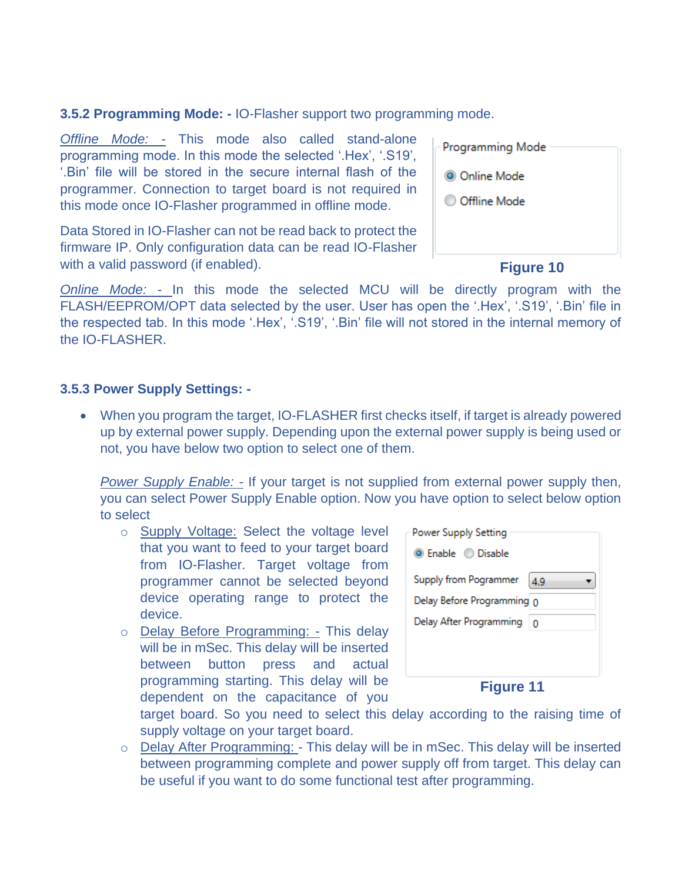### 3.5.2 Programming Mode: - IO-Flasher support two programming mode.

*Offline Mode: -* This mode also called stand-alone programming mode. In this mode the selected '.Hex', '.S19', '.Bin' file will be stored in the secure internal flash of the programmer. Connection to target board is not required in this mode once IO-Flasher programmed in offline mode.

Data Stored in IO-Flasher can not be read back to protect the firmware IP. Only configuration data can be read IO-Flasher with a valid password (if enabled).

Programming Mode
- Online Mode
- Offline Mode

**Figure 10**

*Online Mode: -* In this mode the selected MCU will be directly program with the FLASH/EEPROM/OPT data selected by the user. User has open the '.Hex', '.S19', '.Bin' file in the respected tab. In this mode '.Hex', '.S19', '.Bin' file will not stored in the internal memory of the IO-FLASHER.

### 3.5.3 Power Supply Settings: -

- When you program the target, IO-FLASHER first checks itself, if target is already powered up by external power supply. Depending upon the external power supply is being used or not, you have below two option to select one of them.

  *Power Supply Enable: -* If your target is not supplied from external power supply then, you can select Power Supply Enable option. Now you have option to select below option to select

  - Supply Voltage: Select the voltage level that you want to feed to your target board from IO-Flasher. Target voltage from programmer cannot be selected beyond device operating range to protect the device.
  - Delay Before Programming: - This delay will be in mSec. This delay will be inserted between button press and actual programming starting. This delay will be dependent on the capacitance of you target board. So you need to select this delay according to the raising time of supply voltage on your target board.
  - Delay After Programming: - This delay will be in mSec. This delay will be inserted between programming complete and power supply off from target. This delay can be useful if you want to do some functional test after programming.

Power Supply Setting

Enable | Disable

| Supply from Pogrammer | 4.9 |
|---|---|
| Delay Before Programming | 0 |
| Delay After Programming | 0 |

**Figure 11**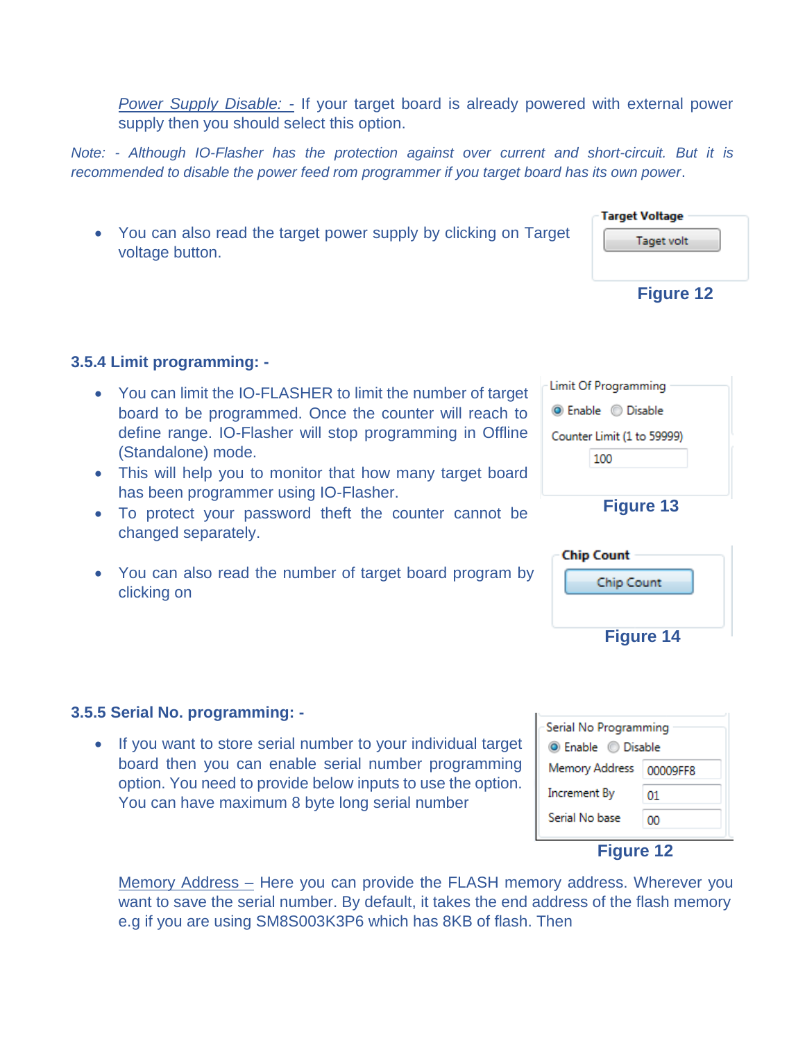*Power Supply Disable: -* If your target board is already powered with external power supply then you should select this option.

*Note: - Although IO-Flasher has the protection against over current and short-circuit. But it is recommended to disable the power feed rom programmer if you target board has its own power.*

- You can also read the target power supply by clicking on Target voltage button.

Target Voltage

Taget volt

**Figure 12**

### 3.5.4 Limit programming: -

- You can limit the IO-FLASHER to limit the number of target board to be programmed. Once the counter will reach to define range. IO-Flasher will stop programming in Offline (Standalone) mode.
- This will help you to monitor that how many target board has been programmer using IO-Flasher.
- To protect your password theft the counter cannot be changed separately.

Limit Of Programming

Enable Disable

Counter Limit (1 to 59999)

100

**Figure 13**

- You can also read the number of target board program by clicking on

Chip Count

Chip Count

**Figure 14**

### 3.5.5 Serial No. programming: -

- If you want to store serial number to your individual target board then you can enable serial number programming option. You need to provide below inputs to use the option. You can have maximum 8 byte long serial number

Serial No Programming

Enable Disable

Memory Address 00009FF8

Increment By 01

Serial No base 00

**Figure 12**

Memory Address – Here you can provide the FLASH memory address. Wherever you want to save the serial number. By default, it takes the end address of the flash memory e.g if you are using SM8S003K3P6 which has 8KB of flash. Then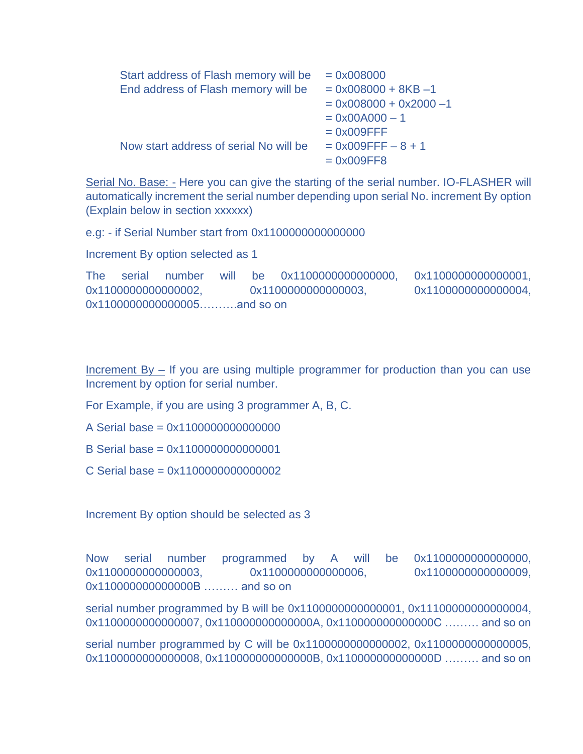| | |
|---|---|
| Start address of Flash memory will be | = 0x008000 |
| End address of Flash memory will be | = 0x008000 + 8KB –1 |
| | = 0x008000 + 0x2000 –1 |
| | = 0x00A000 – 1 |
| | = 0x009FFF |
| Now start address of serial No will be | = 0x009FFF – 8 + 1 |
| | = 0x009FF8 |

Serial No. Base: - Here you can give the starting of the serial number. IO-FLASHER will automatically increment the serial number depending upon serial No. increment By option (Explain below in section xxxxxx)

e.g: - if Serial Number start from 0x1100000000000000

Increment By option selected as 1

The serial number will be 0x1100000000000000, 0x1100000000000001, 0x1100000000000002, 0x1100000000000003, 0x1100000000000004, 0x1100000000000005……….and so on

Increment By – If you are using multiple programmer for production than you can use Increment by option for serial number.

For Example, if you are using 3 programmer A, B, C.

A Serial base = 0x1100000000000000

B Serial base = 0x1100000000000001

C Serial base = 0x1100000000000002

Increment By option should be selected as 3

Now serial number programmed by A will be 0x1100000000000000, 0x1100000000000003, 0x1100000000000006, 0x1100000000000009, 0x110000000000000B ……… and so on

serial number programmed by B will be 0x1100000000000001, 0x11100000000000004, 0x1100000000000007, 0x110000000000000A, 0x110000000000000C ……… and so on

serial number programmed by C will be 0x1100000000000002, 0x1100000000000005, 0x1100000000000008, 0x110000000000000B, 0x110000000000000D ……… and so on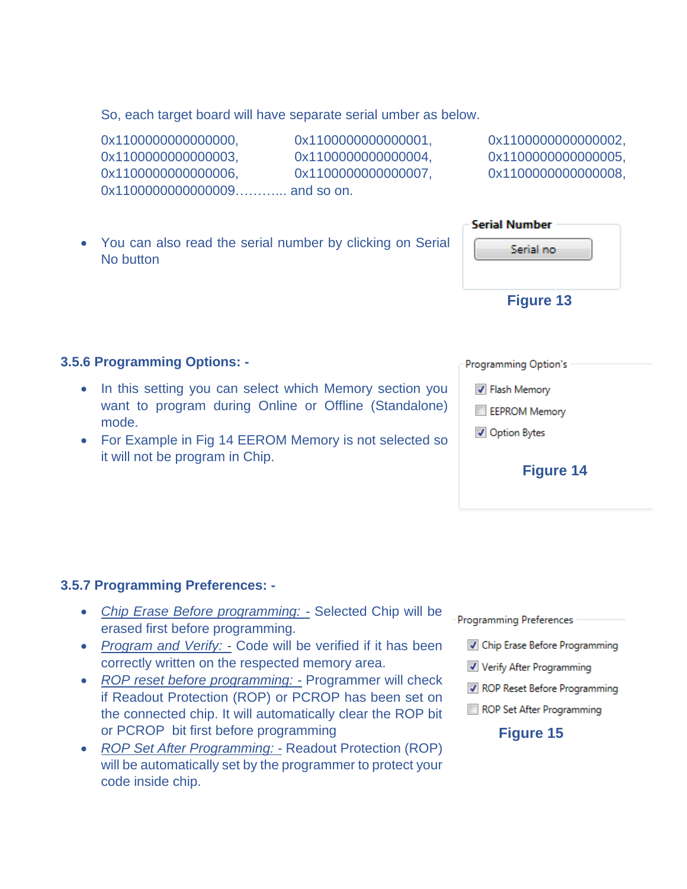So, each target board will have separate serial umber as below.

0x1100000000000000, 0x1100000000000001, 0x1100000000000002, 0x1100000000000003, 0x1100000000000004, 0x1100000000000005, 0x1100000000000006, 0x1100000000000007, 0x1100000000000008, 0x1100000000000009……….. and so on.

- You can also read the serial number by clicking on Serial No button

Serial Number

Serial no

**Figure 13**

### 3.5.6 Programming Options: -

- In this setting you can select which Memory section you want to program during Online or Offline (Standalone) mode.
- For Example in Fig 14 EEROM Memory is not selected so it will not be program in Chip.

Programming Option's

- [x] Flash Memory
- [ ] EEPROM Memory
- [x] Option Bytes

**Figure 14**

### 3.5.7 Programming Preferences: -

- *Chip Erase Before programming: -* Selected Chip will be erased first before programming.
- *Program and Verify: -* Code will be verified if it has been correctly written on the respected memory area.
- *ROP reset before programming: -* Programmer will check if Readout Protection (ROP) or PCROP has been set on the connected chip. It will automatically clear the ROP bit or PCROP bit first before programming
- *ROP Set After Programming: -* Readout Protection (ROP) will be automatically set by the programmer to protect your code inside chip.

Programming Preferences

- [x] Chip Erase Before Programming
- [x] Verify After Programming
- [x] ROP Reset Before Programming
- [ ] ROP Set After Programming

**Figure 15**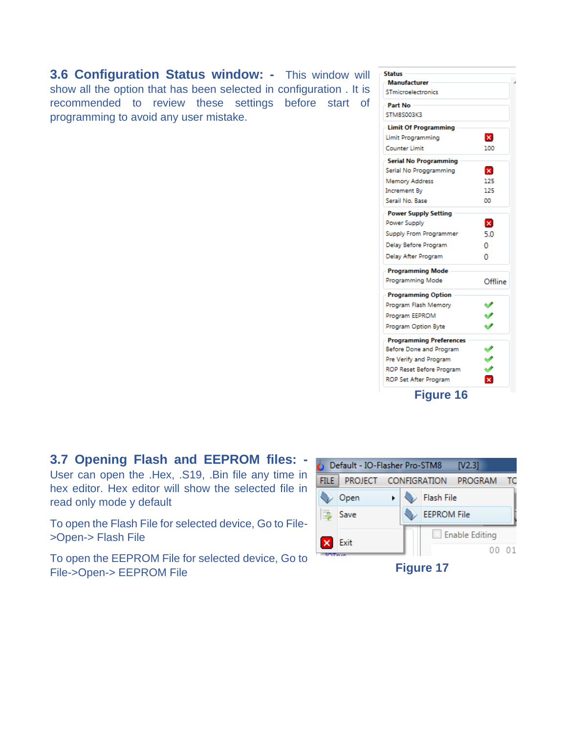**3.6 Configuration Status window: -** This window will show all the option that has been selected in configuration . It is recommended to review these settings before start of programming to avoid any user mistake.

Figure 16

**3.7 Opening Flash and EEPROM files: -** User can open the .Hex, .S19, .Bin file any time in hex editor. Hex editor will show the selected file in read only mode y default

To open the Flash File for selected device, Go to File->Open-> Flash File

To open the EEPROM File for selected device, Go to File->Open-> EEPROM File

Figure 17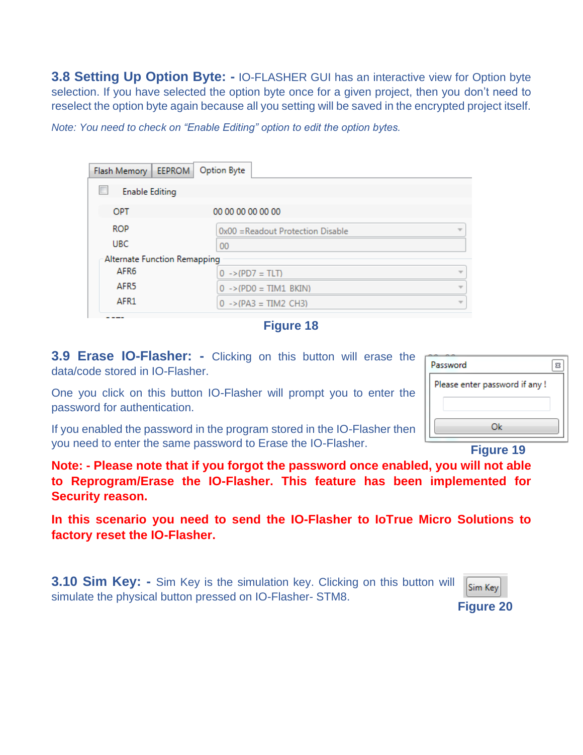**3.8 Setting Up Option Byte: -** IO-FLASHER GUI has an interactive view for Option byte selection. If you have selected the option byte once for a given project, then you don't need to reselect the option byte again because all you setting will be saved in the encrypted project itself.

*Note: You need to check on "Enable Editing" option to edit the option bytes.*

Figure 18

**3.9 Erase IO-Flasher: -** Clicking on this button will erase the data/code stored in IO-Flasher.

One you click on this button IO-Flasher will prompt you to enter the password for authentication.

If you enabled the password in the program stored in the IO-Flasher then you need to enter the same password to Erase the IO-Flasher.

Figure 19

**Note: - Please note that if you forgot the password once enabled, you will not able to Reprogram/Erase the IO-Flasher. This feature has been implemented for Security reason.**

**In this scenario you need to send the IO-Flasher to IoTrue Micro Solutions to factory reset the IO-Flasher.**

**3.10 Sim Key: -** Sim Key is the simulation key. Clicking on this button will simulate the physical button pressed on IO-Flasher- STM8.

Figure 20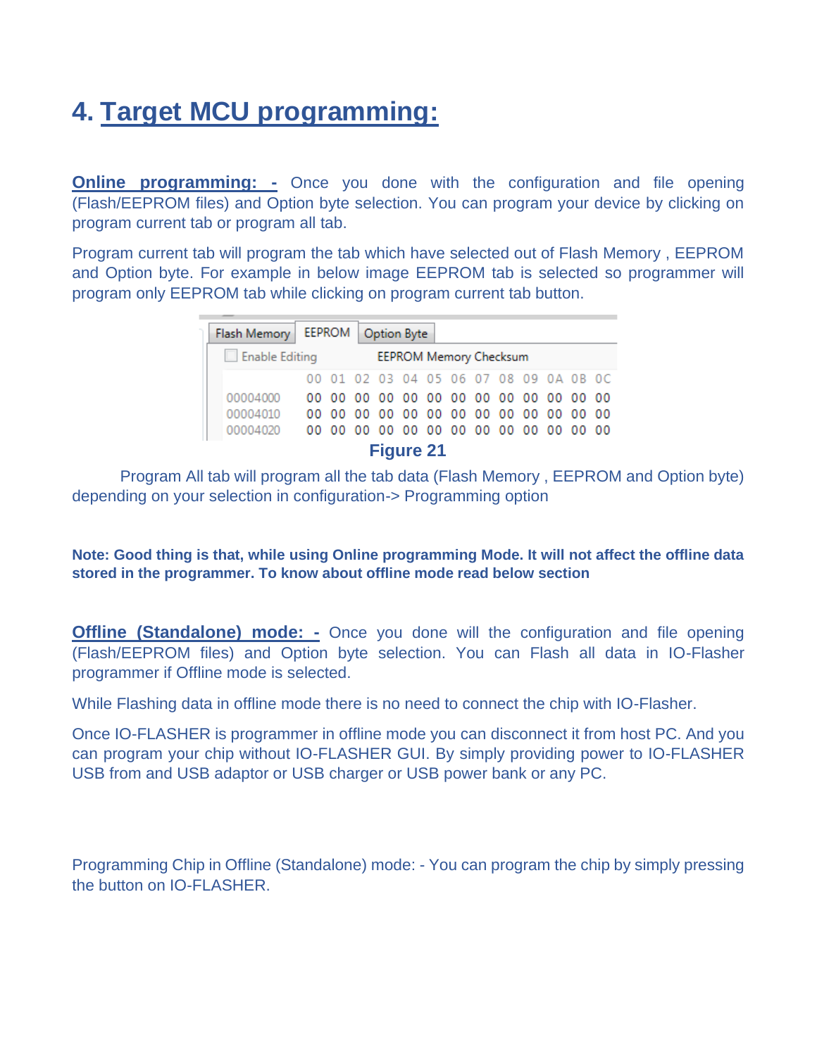# 4. Target MCU programming:

**Online programming: -** Once you done with the configuration and file opening (Flash/EEPROM files) and Option byte selection. You can program your device by clicking on program current tab or program all tab.

Program current tab will program the tab which have selected out of Flash Memory , EEPROM and Option byte. For example in below image EEPROM tab is selected so programmer will program only EEPROM tab while clicking on program current tab button.

**Figure 21**

Program All tab will program all the tab data (Flash Memory , EEPROM and Option byte) depending on your selection in configuration-> Programming option

**Note: Good thing is that, while using Online programming Mode. It will not affect the offline data stored in the programmer. To know about offline mode read below section**

**Offline (Standalone) mode: -** Once you done will the configuration and file opening (Flash/EEPROM files) and Option byte selection. You can Flash all data in IO-Flasher programmer if Offline mode is selected.

While Flashing data in offline mode there is no need to connect the chip with IO-Flasher.

Once IO-FLASHER is programmer in offline mode you can disconnect it from host PC. And you can program your chip without IO-FLASHER GUI. By simply providing power to IO-FLASHER USB from and USB adaptor or USB charger or USB power bank or any PC.

Programming Chip in Offline (Standalone) mode: - You can program the chip by simply pressing the button on IO-FLASHER.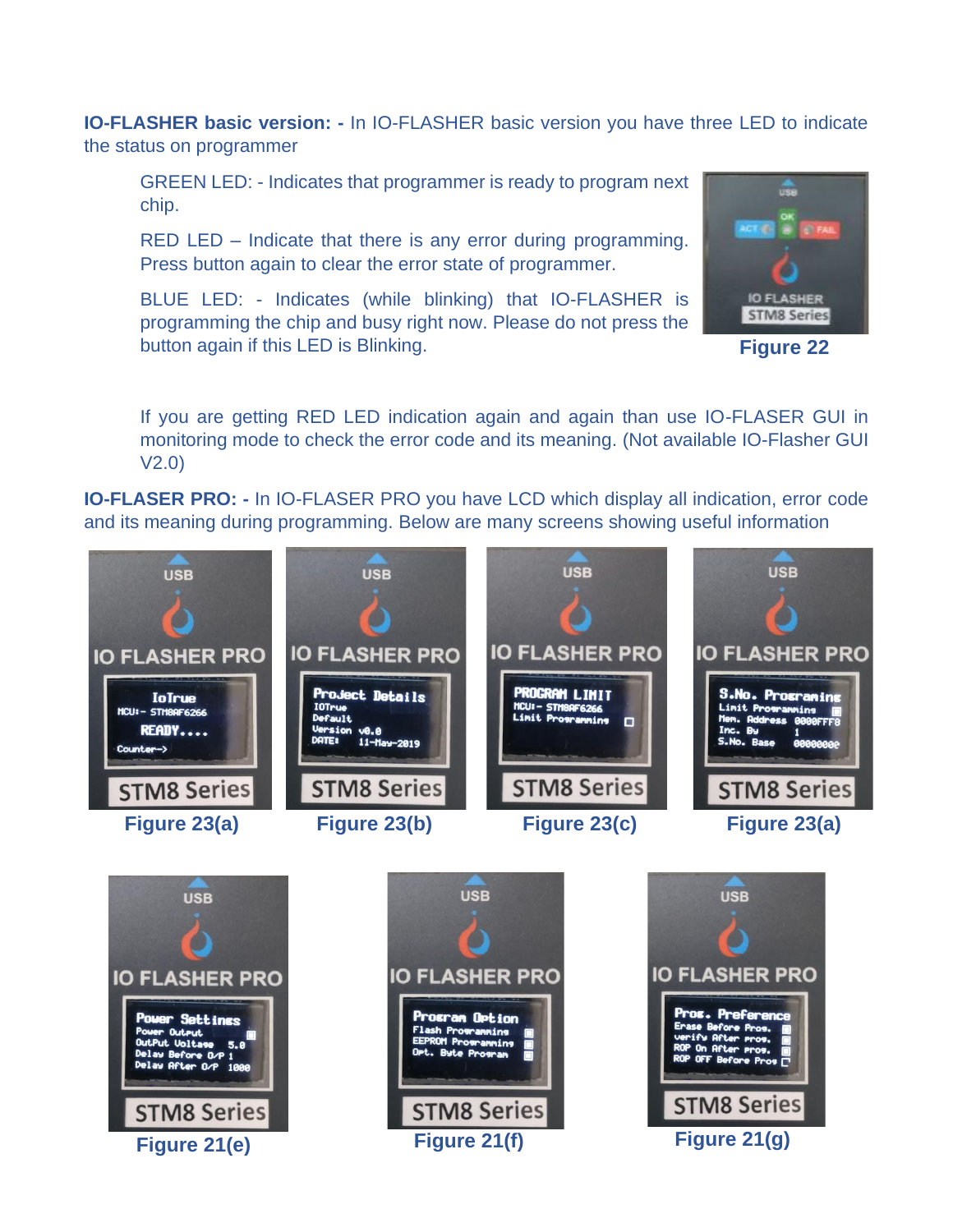**IO-FLASHER basic version: -** In IO-FLASHER basic version you have three LED to indicate the status on programmer

GREEN LED: - Indicates that programmer is ready to program next chip.

RED LED – Indicate that there is any error during programming. Press button again to clear the error state of programmer.

BLUE LED: - Indicates (while blinking) that IO-FLASHER is programming the chip and busy right now. Please do not press the button again if this LED is Blinking.

**Figure 22**

If you are getting RED LED indication again and again than use IO-FLASER GUI in monitoring mode to check the error code and its meaning. (Not available IO-Flasher GUI V2.0)

**IO-FLASER PRO: -** In IO-FLASER PRO you have LCD which display all indication, error code and its meaning during programming. Below are many screens showing useful information

**Figure 23(a)** **Figure 23(b)** **Figure 23(c)** **Figure 23(a)**

**Figure 21(e)** **Figure 21(f)** **Figure 21(g)**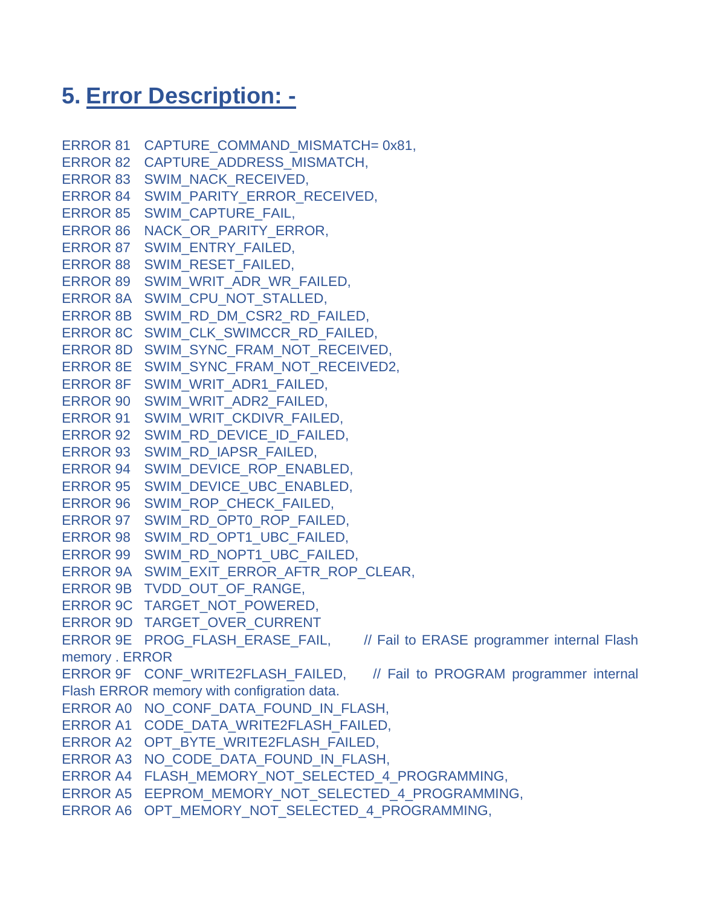# 5. Error Description: -

ERROR 81 CAPTURE_COMMAND_MISMATCH= 0x81,
ERROR 82 CAPTURE_ADDRESS_MISMATCH,
ERROR 83 SWIM_NACK_RECEIVED,
ERROR 84 SWIM_PARITY_ERROR_RECEIVED,
ERROR 85 SWIM_CAPTURE_FAIL,
ERROR 86 NACK_OR_PARITY_ERROR,
ERROR 87 SWIM_ENTRY_FAILED,
ERROR 88 SWIM_RESET_FAILED,
ERROR 89 SWIM_WRIT_ADR_WR_FAILED,
ERROR 8A SWIM_CPU_NOT_STALLED,
ERROR 8B SWIM_RD_DM_CSR2_RD_FAILED,
ERROR 8C SWIM_CLK_SWIMCCR_RD_FAILED,
ERROR 8D SWIM_SYNC_FRAM_NOT_RECEIVED,
ERROR 8E SWIM_SYNC_FRAM_NOT_RECEIVED2,
ERROR 8F SWIM_WRIT_ADR1_FAILED,
ERROR 90 SWIM_WRIT_ADR2_FAILED,
ERROR 91 SWIM_WRIT_CKDIVR_FAILED,
ERROR 92 SWIM_RD_DEVICE_ID_FAILED,
ERROR 93 SWIM_RD_IAPSR_FAILED,
ERROR 94 SWIM_DEVICE_ROP_ENABLED,
ERROR 95 SWIM_DEVICE_UBC_ENABLED,
ERROR 96 SWIM_ROP_CHECK_FAILED,
ERROR 97 SWIM_RD_OPT0_ROP_FAILED,
ERROR 98 SWIM_RD_OPT1_UBC_FAILED,
ERROR 99 SWIM_RD_NOPT1_UBC_FAILED,
ERROR 9A SWIM_EXIT_ERROR_AFTR_ROP_CLEAR,
ERROR 9B TVDD_OUT_OF_RANGE,
ERROR 9C TARGET_NOT_POWERED,
ERROR 9D TARGET_OVER_CURRENT
ERROR 9E PROG_FLASH_ERASE_FAIL, // Fail to ERASE programmer internal Flash memory . ERROR
ERROR 9F CONF_WRITE2FLASH_FAILED, // Fail to PROGRAM programmer internal Flash ERROR memory with configration data.
ERROR A0 NO_CONF_DATA_FOUND_IN_FLASH,
ERROR A1 CODE_DATA_WRITE2FLASH_FAILED,
ERROR A2 OPT_BYTE_WRITE2FLASH_FAILED,
ERROR A3 NO_CODE_DATA_FOUND_IN_FLASH,
ERROR A4 FLASH_MEMORY_NOT_SELECTED_4_PROGRAMMING,
ERROR A5 EEPROM_MEMORY_NOT_SELECTED_4_PROGRAMMING,
ERROR A6 OPT_MEMORY_NOT_SELECTED_4_PROGRAMMING,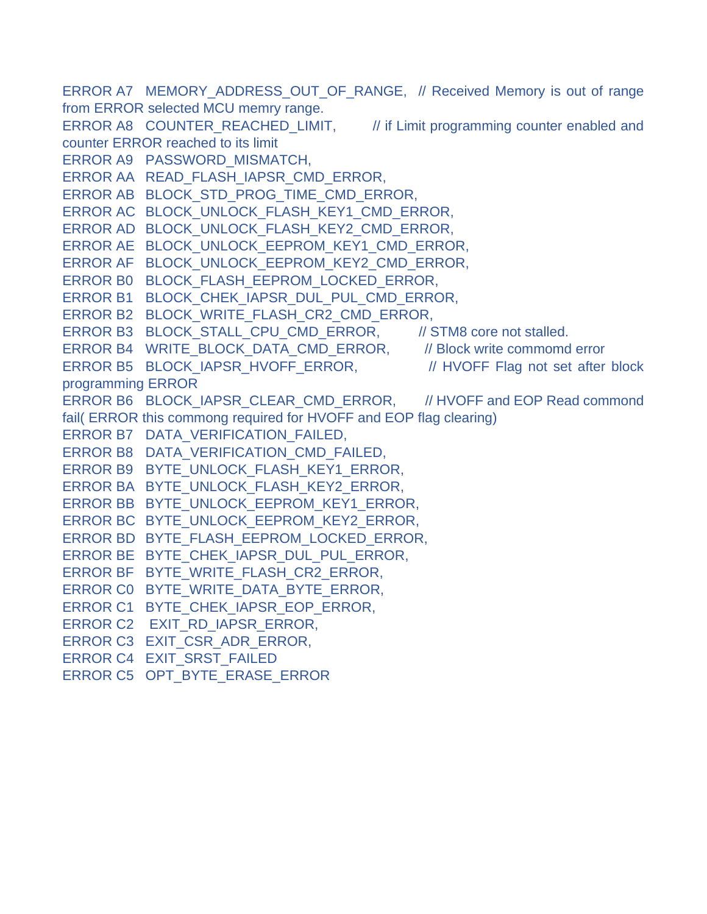ERROR A7 MEMORY_ADDRESS_OUT_OF_RANGE, // Received Memory is out of range from ERROR selected MCU memry range.
ERROR A8 COUNTER_REACHED_LIMIT, // if Limit programming counter enabled and counter ERROR reached to its limit
ERROR A9 PASSWORD_MISMATCH,
ERROR AA READ_FLASH_IAPSR_CMD_ERROR,
ERROR AB BLOCK_STD_PROG_TIME_CMD_ERROR,
ERROR AC BLOCK_UNLOCK_FLASH_KEY1_CMD_ERROR,
ERROR AD BLOCK_UNLOCK_FLASH_KEY2_CMD_ERROR,
ERROR AE BLOCK_UNLOCK_EEPROM_KEY1_CMD_ERROR,
ERROR AF BLOCK_UNLOCK_EEPROM_KEY2_CMD_ERROR,
ERROR B0 BLOCK_FLASH_EEPROM_LOCKED_ERROR,
ERROR B1 BLOCK_CHEK_IAPSR_DUL_PUL_CMD_ERROR,
ERROR B2 BLOCK_WRITE_FLASH_CR2_CMD_ERROR,
ERROR B3 BLOCK_STALL_CPU_CMD_ERROR, // STM8 core not stalled.
ERROR B4 WRITE_BLOCK_DATA_CMD_ERROR, // Block write commomd error
ERROR B5 BLOCK_IAPSR_HVOFF_ERROR, // HVOFF Flag not set after block programming ERROR
ERROR B6 BLOCK_IAPSR_CLEAR_CMD_ERROR, // HVOFF and EOP Read commond fail( ERROR this commong required for HVOFF and EOP flag clearing)
ERROR B7 DATA_VERIFICATION_FAILED,
ERROR B8 DATA_VERIFICATION_CMD_FAILED,
ERROR B9 BYTE_UNLOCK_FLASH_KEY1_ERROR,
ERROR BA BYTE_UNLOCK_FLASH_KEY2_ERROR,
ERROR BB BYTE_UNLOCK_EEPROM_KEY1_ERROR,
ERROR BC BYTE_UNLOCK_EEPROM_KEY2_ERROR,
ERROR BD BYTE_FLASH_EEPROM_LOCKED_ERROR,
ERROR BE BYTE_CHEK_IAPSR_DUL_PUL_ERROR,
ERROR BF BYTE_WRITE_FLASH_CR2_ERROR,
ERROR C0 BYTE_WRITE_DATA_BYTE_ERROR,
ERROR C1 BYTE_CHEK_IAPSR_EOP_ERROR,
ERROR C2 EXIT_RD_IAPSR_ERROR,
ERROR C3 EXIT_CSR_ADR_ERROR,
ERROR C4 EXIT_SRST_FAILED
ERROR C5 OPT_BYTE_ERASE_ERROR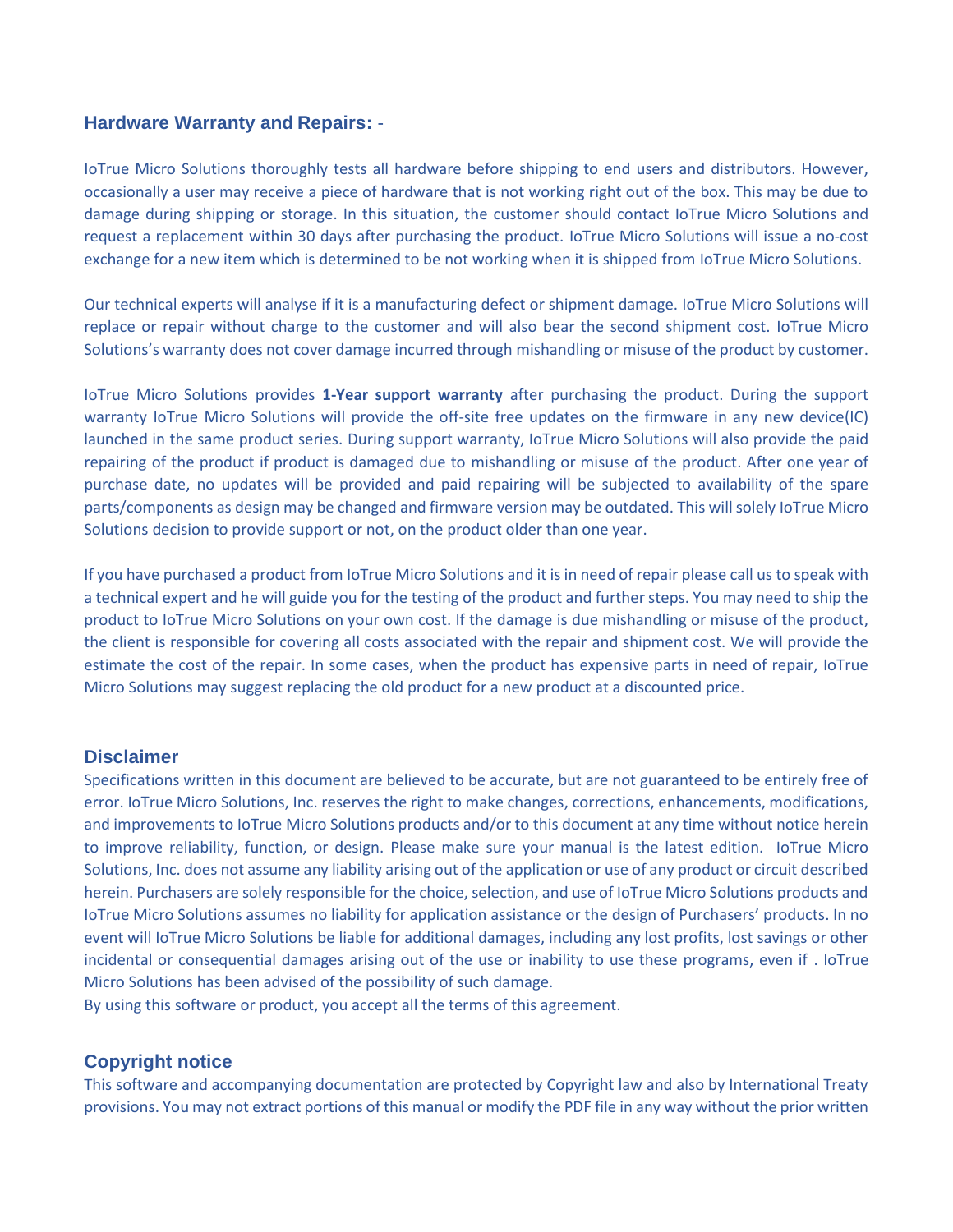## Hardware Warranty and Repairs: -

IoTrue Micro Solutions thoroughly tests all hardware before shipping to end users and distributors. However, occasionally a user may receive a piece of hardware that is not working right out of the box. This may be due to damage during shipping or storage. In this situation, the customer should contact IoTrue Micro Solutions and request a replacement within 30 days after purchasing the product. IoTrue Micro Solutions will issue a no-cost exchange for a new item which is determined to be not working when it is shipped from IoTrue Micro Solutions.

Our technical experts will analyse if it is a manufacturing defect or shipment damage. IoTrue Micro Solutions will replace or repair without charge to the customer and will also bear the second shipment cost. IoTrue Micro Solutions's warranty does not cover damage incurred through mishandling or misuse of the product by customer.

IoTrue Micro Solutions provides **1-Year support warranty** after purchasing the product. During the support warranty IoTrue Micro Solutions will provide the off-site free updates on the firmware in any new device(IC) launched in the same product series. During support warranty, IoTrue Micro Solutions will also provide the paid repairing of the product if product is damaged due to mishandling or misuse of the product. After one year of purchase date, no updates will be provided and paid repairing will be subjected to availability of the spare parts/components as design may be changed and firmware version may be outdated. This will solely IoTrue Micro Solutions decision to provide support or not, on the product older than one year.

If you have purchased a product from IoTrue Micro Solutions and it is in need of repair please call us to speak with a technical expert and he will guide you for the testing of the product and further steps. You may need to ship the product to IoTrue Micro Solutions on your own cost. If the damage is due mishandling or misuse of the product, the client is responsible for covering all costs associated with the repair and shipment cost. We will provide the estimate the cost of the repair. In some cases, when the product has expensive parts in need of repair, IoTrue Micro Solutions may suggest replacing the old product for a new product at a discounted price.

## Disclaimer

Specifications written in this document are believed to be accurate, but are not guaranteed to be entirely free of error. IoTrue Micro Solutions, Inc. reserves the right to make changes, corrections, enhancements, modifications, and improvements to IoTrue Micro Solutions products and/or to this document at any time without notice herein to improve reliability, function, or design. Please make sure your manual is the latest edition. IoTrue Micro Solutions, Inc. does not assume any liability arising out of the application or use of any product or circuit described herein. Purchasers are solely responsible for the choice, selection, and use of IoTrue Micro Solutions products and IoTrue Micro Solutions assumes no liability for application assistance or the design of Purchasers' products. In no event will IoTrue Micro Solutions be liable for additional damages, including any lost profits, lost savings or other incidental or consequential damages arising out of the use or inability to use these programs, even if . IoTrue Micro Solutions has been advised of the possibility of such damage.
By using this software or product, you accept all the terms of this agreement.

## Copyright notice

This software and accompanying documentation are protected by Copyright law and also by International Treaty provisions. You may not extract portions of this manual or modify the PDF file in any way without the prior written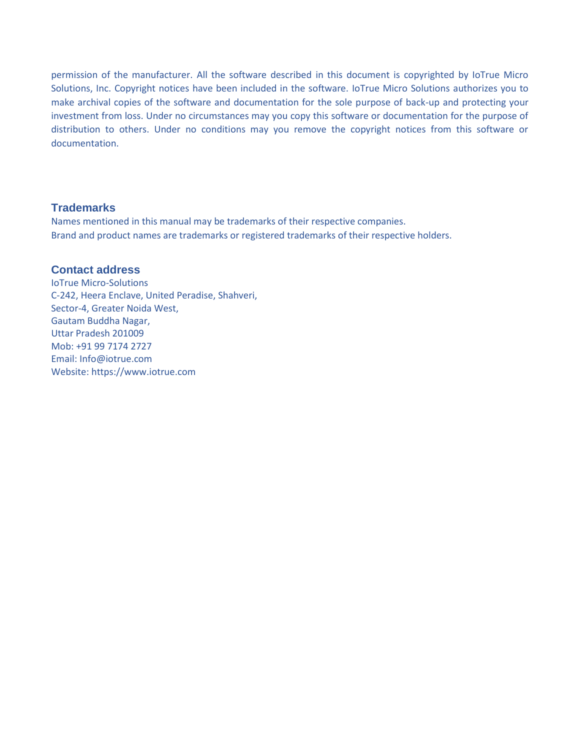permission of the manufacturer. All the software described in this document is copyrighted by IoTrue Micro Solutions, Inc. Copyright notices have been included in the software. IoTrue Micro Solutions authorizes you to make archival copies of the software and documentation for the sole purpose of back-up and protecting your investment from loss. Under no circumstances may you copy this software or documentation for the purpose of distribution to others. Under no conditions may you remove the copyright notices from this software or documentation.

## Trademarks

Names mentioned in this manual may be trademarks of their respective companies.
Brand and product names are trademarks or registered trademarks of their respective holders.

## Contact address

IoTrue Micro-Solutions
C-242, Heera Enclave, United Peradise, Shahveri,
Sector-4, Greater Noida West,
Gautam Buddha Nagar,
Uttar Pradesh 201009
Mob: +91 99 7174 2727
Email: Info@iotrue.com
Website: https://www.iotrue.com